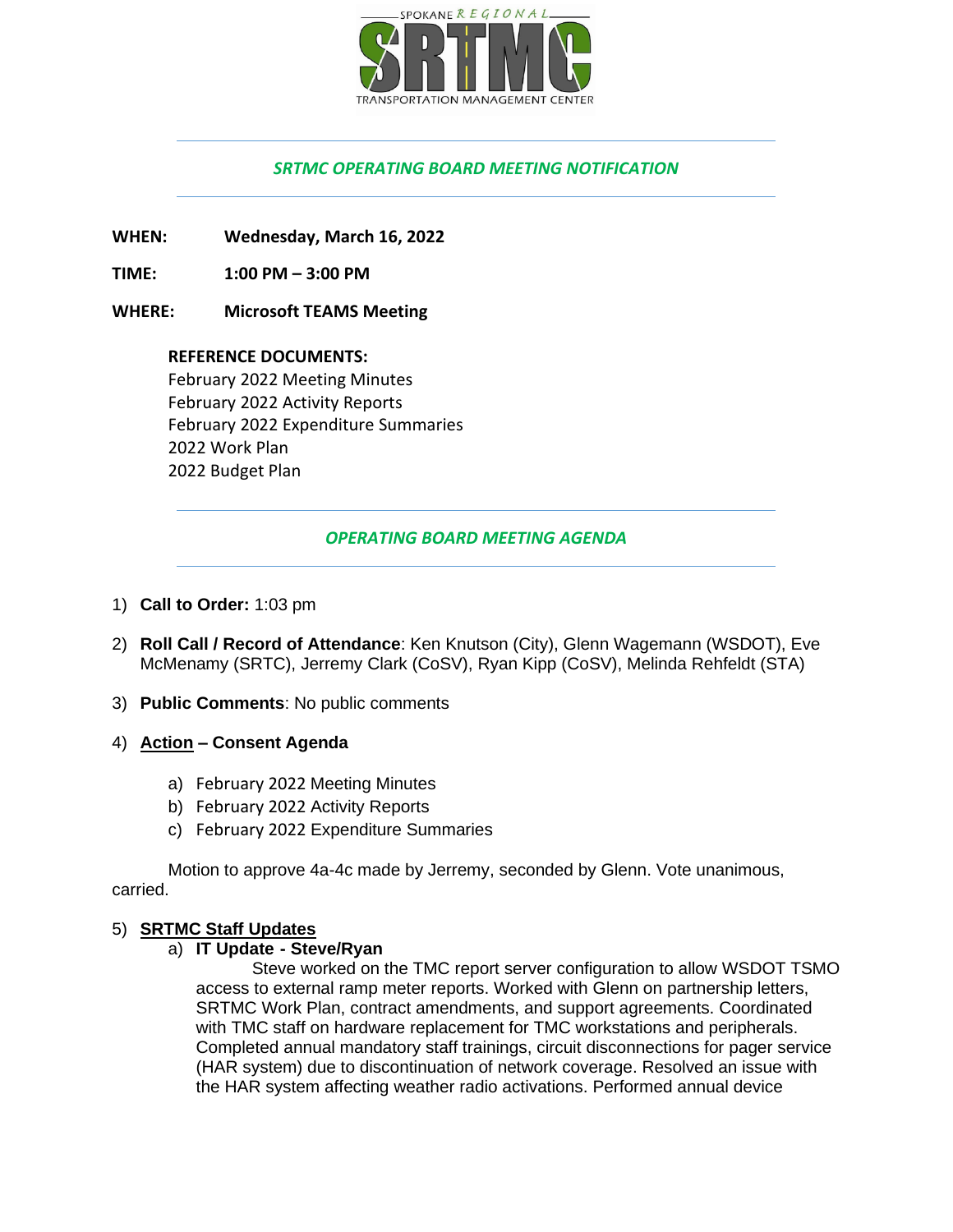SPOKANE REGIONAL

SRTMC

TRANSPORTATION MANAGEMENT CENTER

---

*SRTMC OPERATING BOARD MEETING NOTIFICATION*

---

**WHEN:** **Wednesday, March 16, 2022**

**TIME:** **1:00 PM – 3:00 PM**

**WHERE:** **Microsoft TEAMS Meeting**

**REFERENCE DOCUMENTS:**
February 2022 Meeting Minutes
February 2022 Activity Reports
February 2022 Expenditure Summaries
2022 Work Plan
2022 Budget Plan

---

*OPERATING BOARD MEETING AGENDA*

---

1) **Call to Order:** 1:03 pm

2) **Roll Call / Record of Attendance**: Ken Knutson (City), Glenn Wagemann (WSDOT), Eve McMenamy (SRTC), Jerremy Clark (CoSV), Ryan Kipp (CoSV), Melinda Rehfeldt (STA)

3) **Public Comments**: No public comments

4) **Action – Consent Agenda**

   a) February 2022 Meeting Minutes
   b) February 2022 Activity Reports
   c) February 2022 Expenditure Summaries

   Motion to approve 4a-4c made by Jerremy, seconded by Glenn. Vote unanimous, carried.

5) **SRTMC Staff Updates**

   a) **IT Update - Steve/Ryan**

   Steve worked on the TMC report server configuration to allow WSDOT TSMO access to external ramp meter reports. Worked with Glenn on partnership letters, SRTMC Work Plan, contract amendments, and support agreements. Coordinated with TMC staff on hardware replacement for TMC workstations and peripherals. Completed annual mandatory staff trainings, circuit disconnections for pager service (HAR system) due to discontinuation of network coverage. Resolved an issue with the HAR system affecting weather radio activations. Performed annual device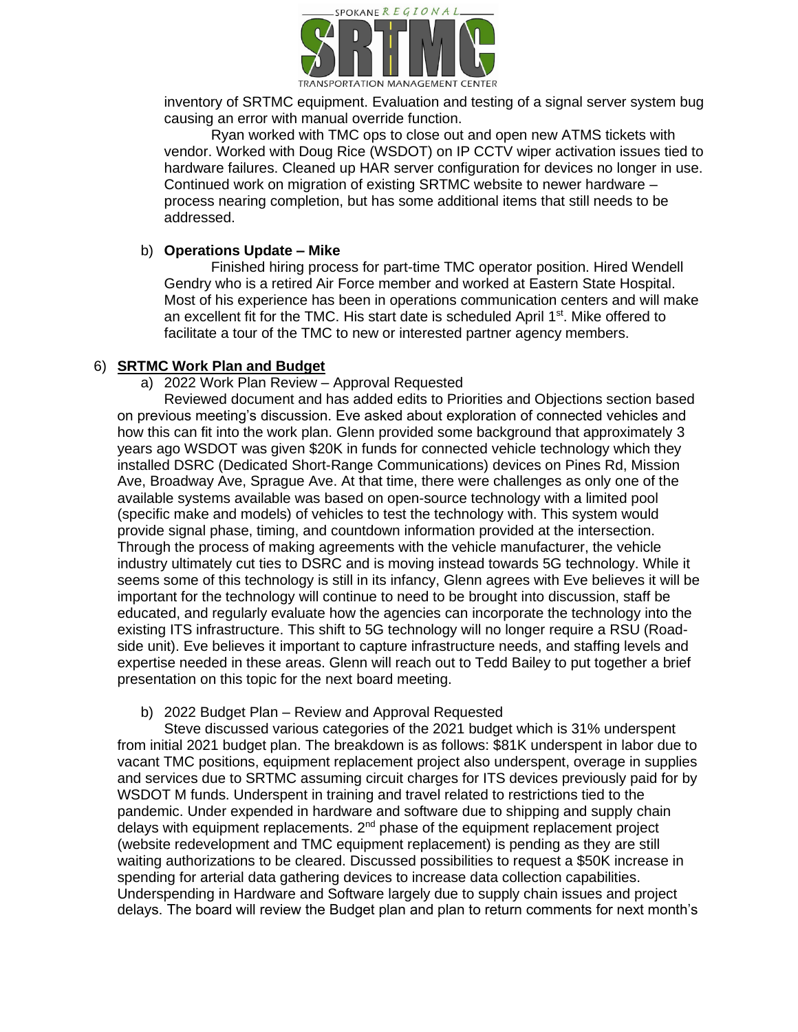inventory of SRTMC equipment. Evaluation and testing of a signal server system bug causing an error with manual override function.

Ryan worked with TMC ops to close out and open new ATMS tickets with vendor. Worked with Doug Rice (WSDOT) on IP CCTV wiper activation issues tied to hardware failures. Cleaned up HAR server configuration for devices no longer in use. Continued work on migration of existing SRTMC website to newer hardware – process nearing completion, but has some additional items that still needs to be addressed.

b) **Operations Update – Mike**

Finished hiring process for part-time TMC operator position. Hired Wendell Gendry who is a retired Air Force member and worked at Eastern State Hospital. Most of his experience has been in operations communication centers and will make an excellent fit for the TMC. His start date is scheduled April 1st. Mike offered to facilitate a tour of the TMC to new or interested partner agency members.

6) **SRTMC Work Plan and Budget**

a) 2022 Work Plan Review – Approval Requested

Reviewed document and has added edits to Priorities and Objections section based on previous meeting's discussion. Eve asked about exploration of connected vehicles and how this can fit into the work plan. Glenn provided some background that approximately 3 years ago WSDOT was given $20K in funds for connected vehicle technology which they installed DSRC (Dedicated Short-Range Communications) devices on Pines Rd, Mission Ave, Broadway Ave, Sprague Ave. At that time, there were challenges as only one of the available systems available was based on open-source technology with a limited pool (specific make and models) of vehicles to test the technology with. This system would provide signal phase, timing, and countdown information provided at the intersection. Through the process of making agreements with the vehicle manufacturer, the vehicle industry ultimately cut ties to DSRC and is moving instead towards 5G technology. While it seems some of this technology is still in its infancy, Glenn agrees with Eve believes it will be important for the technology will continue to need to be brought into discussion, staff be educated, and regularly evaluate how the agencies can incorporate the technology into the existing ITS infrastructure. This shift to 5G technology will no longer require a RSU (Road-side unit). Eve believes it important to capture infrastructure needs, and staffing levels and expertise needed in these areas. Glenn will reach out to Tedd Bailey to put together a brief presentation on this topic for the next board meeting.

b) 2022 Budget Plan – Review and Approval Requested

Steve discussed various categories of the 2021 budget which is 31% underspent from initial 2021 budget plan. The breakdown is as follows: $81K underspent in labor due to vacant TMC positions, equipment replacement project also underspent, overage in supplies and services due to SRTMC assuming circuit charges for ITS devices previously paid for by WSDOT M funds. Underspent in training and travel related to restrictions tied to the pandemic. Under expended in hardware and software due to shipping and supply chain delays with equipment replacements. 2nd phase of the equipment replacement project (website redevelopment and TMC equipment replacement) is pending as they are still waiting authorizations to be cleared. Discussed possibilities to request a $50K increase in spending for arterial data gathering devices to increase data collection capabilities. Underspending in Hardware and Software largely due to supply chain issues and project delays. The board will review the Budget plan and plan to return comments for next month's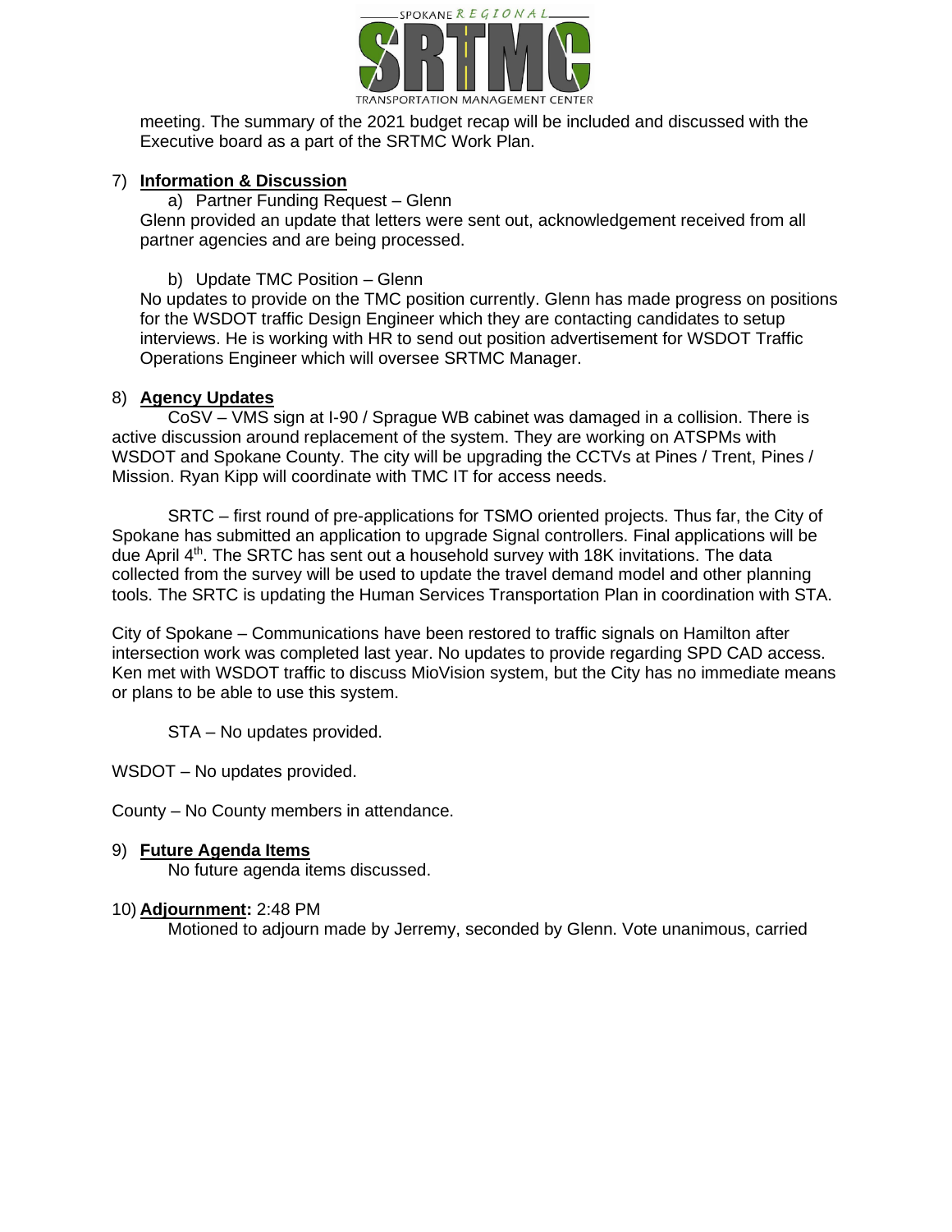meeting. The summary of the 2021 budget recap will be included and discussed with the Executive board as a part of the SRTMC Work Plan.

7) **Information & Discussion**

a) Partner Funding Request – Glenn

Glenn provided an update that letters were sent out, acknowledgement received from all partner agencies and are being processed.

b) Update TMC Position – Glenn

No updates to provide on the TMC position currently. Glenn has made progress on positions for the WSDOT traffic Design Engineer which they are contacting candidates to setup interviews. He is working with HR to send out position advertisement for WSDOT Traffic Operations Engineer which will oversee SRTMC Manager.

8) **Agency Updates**

CoSV – VMS sign at I-90 / Sprague WB cabinet was damaged in a collision. There is active discussion around replacement of the system. They are working on ATSPMs with WSDOT and Spokane County. The city will be upgrading the CCTVs at Pines / Trent, Pines / Mission. Ryan Kipp will coordinate with TMC IT for access needs.

SRTC – first round of pre-applications for TSMO oriented projects. Thus far, the City of Spokane has submitted an application to upgrade Signal controllers. Final applications will be due April 4th. The SRTC has sent out a household survey with 18K invitations. The data collected from the survey will be used to update the travel demand model and other planning tools. The SRTC is updating the Human Services Transportation Plan in coordination with STA.

City of Spokane – Communications have been restored to traffic signals on Hamilton after intersection work was completed last year. No updates to provide regarding SPD CAD access. Ken met with WSDOT traffic to discuss MioVision system, but the City has no immediate means or plans to be able to use this system.

STA – No updates provided.

WSDOT – No updates provided.

County – No County members in attendance.

9) **Future Agenda Items**

No future agenda items discussed.

10) **Adjournment:** 2:48 PM

Motioned to adjourn made by Jerremy, seconded by Glenn. Vote unanimous, carried